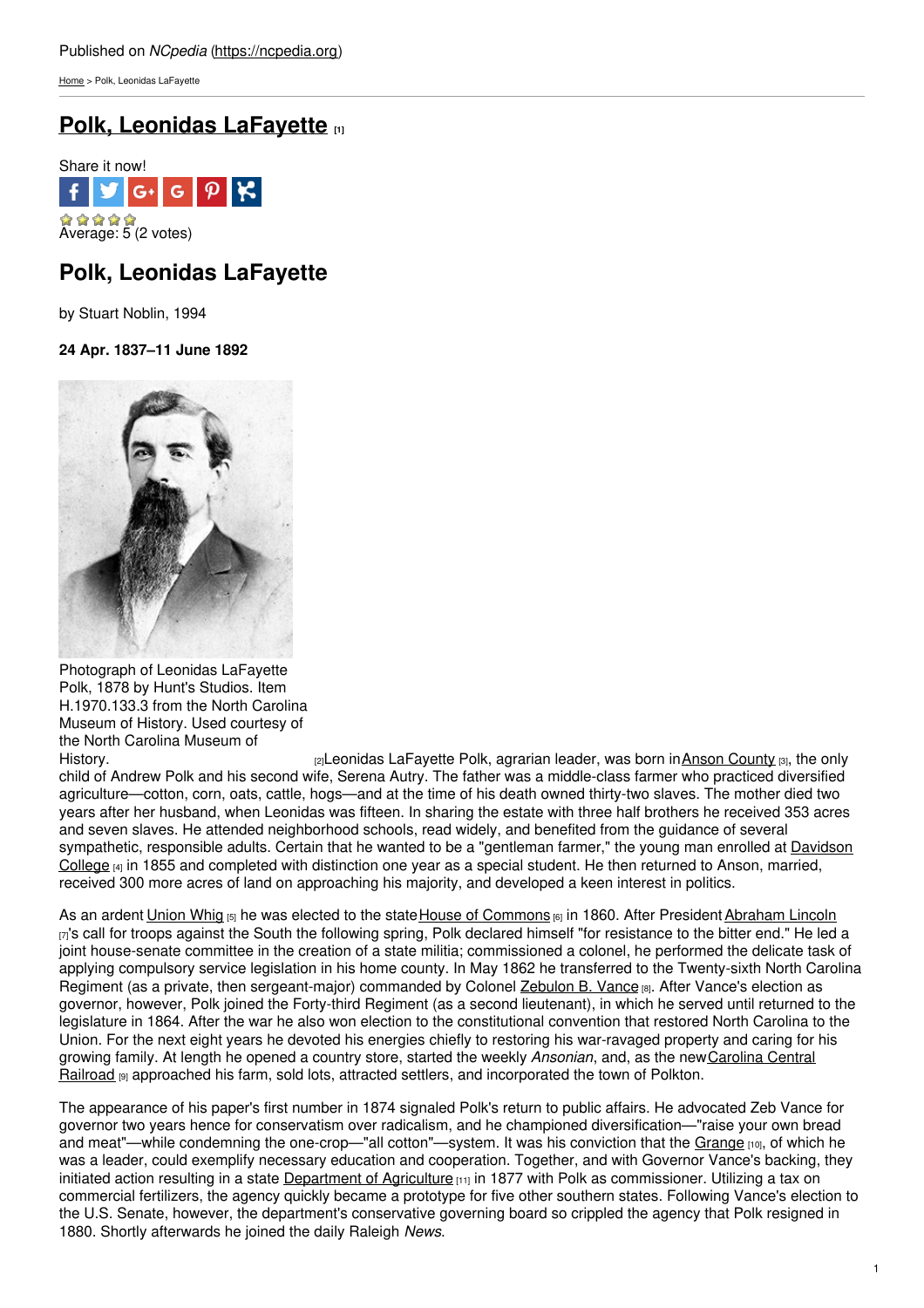Published on *NCpedia* (https://ncpedia.org)

Home > Polk, Leonidas LaFayette

# Polk, Leonidas LaFayette [1]

Share it now!

Average: 5 (2 votes)

## Polk, Leonidas LaFayette

by Stuart Noblin, 1994

**24 Apr. 1837–11 June 1892**

Photograph of Leonidas LaFayette Polk, 1878 by Hunt's Studios. Item H.1970.133.3 from the North Carolina Museum of History. Used courtesy of the North Carolina Museum of History. [2]

Leonidas LaFayette Polk, agrarian leader, was born in Anson County [3], the only child of Andrew Polk and his second wife, Serena Autry. The father was a middle-class farmer who practiced diversified agriculture—cotton, corn, oats, cattle, hogs—and at the time of his death owned thirty-two slaves. The mother died two years after her husband, when Leonidas was fifteen. In sharing the estate with three half brothers he received 353 acres and seven slaves. He attended neighborhood schools, read widely, and benefited from the guidance of several sympathetic, responsible adults. Certain that he wanted to be a "gentleman farmer," the young man enrolled at Davidson College [4] in 1855 and completed with distinction one year as a special student. He then returned to Anson, married, received 300 more acres of land on approaching his majority, and developed a keen interest in politics.

As an ardent Union Whig [5] he was elected to the state House of Commons [6] in 1860. After President Abraham Lincoln [7]'s call for troops against the South the following spring, Polk declared himself "for resistance to the bitter end." He led a joint house-senate committee in the creation of a state militia; commissioned a colonel, he performed the delicate task of applying compulsory service legislation in his home county. In May 1862 he transferred to the Twenty-sixth North Carolina Regiment (as a private, then sergeant-major) commanded by Colonel Zebulon B. Vance [8]. After Vance's election as governor, however, Polk joined the Forty-third Regiment (as a second lieutenant), in which he served until returned to the legislature in 1864. After the war he also won election to the constitutional convention that restored North Carolina to the Union. For the next eight years he devoted his energies chiefly to restoring his war-ravaged property and caring for his growing family. At length he opened a country store, started the weekly *Ansonian*, and, as the new Carolina Central Railroad [9] approached his farm, sold lots, attracted settlers, and incorporated the town of Polkton.

The appearance of his paper's first number in 1874 signaled Polk's return to public affairs. He advocated Zeb Vance for governor two years hence for conservatism over radicalism, and he championed diversification—"raise your own bread and meat"—while condemning the one-crop—"all cotton"—system. It was his conviction that the Grange [10], of which he was a leader, could exemplify necessary education and cooperation. Together, and with Governor Vance's backing, they initiated action resulting in a state Department of Agriculture [11] in 1877 with Polk as commissioner. Utilizing a tax on commercial fertilizers, the agency quickly became a prototype for five other southern states. Following Vance's election to the U.S. Senate, however, the department's conservative governing board so crippled the agency that Polk resigned in 1880. Shortly afterwards he joined the daily Raleigh *News*.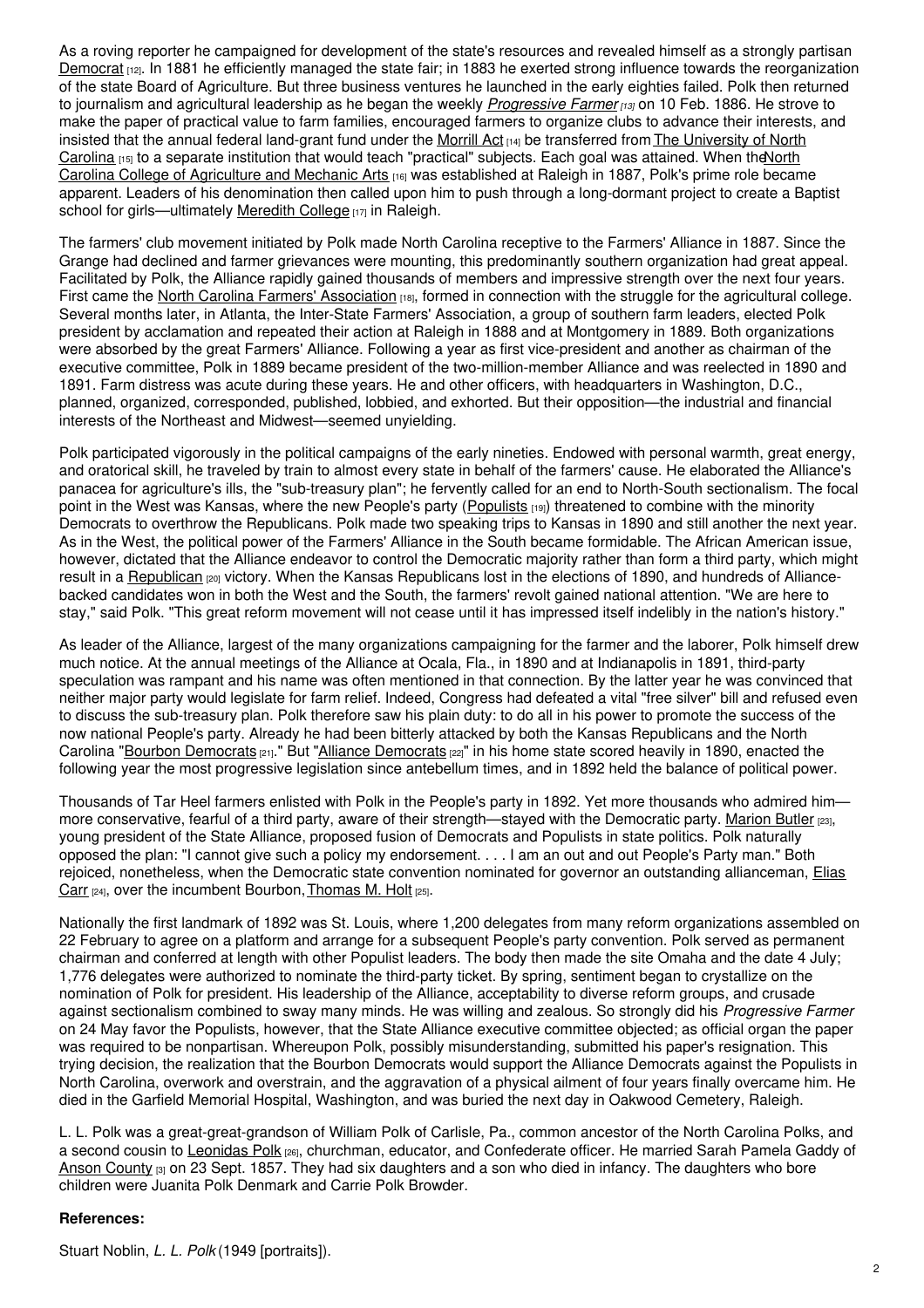As a roving reporter he campaigned for development of the state's resources and revealed himself as a strongly partisan Democrat [12]. In 1881 he efficiently managed the state fair; in 1883 he exerted strong influence towards the reorganization of the state Board of Agriculture. But three business ventures he launched in the early eighties failed. Polk then returned to journalism and agricultural leadership as he began the weekly *Progressive Farmer* [13] on 10 Feb. 1886. He strove to make the paper of practical value to farm families, encouraged farmers to organize clubs to advance their interests, and insisted that the annual federal land-grant fund under the Morrill Act [14] be transferred from The University of North Carolina [15] to a separate institution that would teach "practical" subjects. Each goal was attained. When the North Carolina College of Agriculture and Mechanic Arts [16] was established at Raleigh in 1887, Polk's prime role became apparent. Leaders of his denomination then called upon him to push through a long-dormant project to create a Baptist school for girls—ultimately Meredith College [17] in Raleigh.

The farmers' club movement initiated by Polk made North Carolina receptive to the Farmers' Alliance in 1887. Since the Grange had declined and farmer grievances were mounting, this predominantly southern organization had great appeal. Facilitated by Polk, the Alliance rapidly gained thousands of members and impressive strength over the next four years. First came the North Carolina Farmers' Association [18], formed in connection with the struggle for the agricultural college. Several months later, in Atlanta, the Inter-State Farmers' Association, a group of southern farm leaders, elected Polk president by acclamation and repeated their action at Raleigh in 1888 and at Montgomery in 1889. Both organizations were absorbed by the great Farmers' Alliance. Following a year as first vice-president and another as chairman of the executive committee, Polk in 1889 became president of the two-million-member Alliance and was reelected in 1890 and 1891. Farm distress was acute during these years. He and other officers, with headquarters in Washington, D.C., planned, organized, corresponded, published, lobbied, and exhorted. But their opposition—the industrial and financial interests of the Northeast and Midwest—seemed unyielding.

Polk participated vigorously in the political campaigns of the early nineties. Endowed with personal warmth, great energy, and oratorical skill, he traveled by train to almost every state in behalf of the farmers' cause. He elaborated the Alliance's panacea for agriculture's ills, the "sub-treasury plan"; he fervently called for an end to North-South sectionalism. The focal point in the West was Kansas, where the new People's party (Populists [19]) threatened to combine with the minority Democrats to overthrow the Republicans. Polk made two speaking trips to Kansas in 1890 and still another the next year. As in the West, the political power of the Farmers' Alliance in the South became formidable. The African American issue, however, dictated that the Alliance endeavor to control the Democratic majority rather than form a third party, which might result in a Republican [20] victory. When the Kansas Republicans lost in the elections of 1890, and hundreds of Alliance-backed candidates won in both the West and the South, the farmers' revolt gained national attention. "We are here to stay," said Polk. "This great reform movement will not cease until it has impressed itself indelibly in the nation's history."

As leader of the Alliance, largest of the many organizations campaigning for the farmer and the laborer, Polk himself drew much notice. At the annual meetings of the Alliance at Ocala, Fla., in 1890 and at Indianapolis in 1891, third-party speculation was rampant and his name was often mentioned in that connection. By the latter year he was convinced that neither major party would legislate for farm relief. Indeed, Congress had defeated a vital "free silver" bill and refused even to discuss the sub-treasury plan. Polk therefore saw his plain duty: to do all in his power to promote the success of the now national People's party. Already he had been bitterly attacked by both the Kansas Republicans and the North Carolina "Bourbon Democrats [21]." But "Alliance Democrats [22]" in his home state scored heavily in 1890, enacted the following year the most progressive legislation since antebellum times, and in 1892 held the balance of political power.

Thousands of Tar Heel farmers enlisted with Polk in the People's party in 1892. Yet more thousands who admired him—more conservative, fearful of a third party, aware of their strength—stayed with the Democratic party. Marion Butler [23], young president of the State Alliance, proposed fusion of Democrats and Populists in state politics. Polk naturally opposed the plan: "I cannot give such a policy my endorsement. . . . I am an out and out People's Party man." Both rejoiced, nonetheless, when the Democratic state convention nominated for governor an outstanding allianceman, Elias Carr [24], over the incumbent Bourbon, Thomas M. Holt [25].

Nationally the first landmark of 1892 was St. Louis, where 1,200 delegates from many reform organizations assembled on 22 February to agree on a platform and arrange for a subsequent People's party convention. Polk served as permanent chairman and conferred at length with other Populist leaders. The body then made the site Omaha and the date 4 July; 1,776 delegates were authorized to nominate the third-party ticket. By spring, sentiment began to crystallize on the nomination of Polk for president. His leadership of the Alliance, acceptability to diverse reform groups, and crusade against sectionalism combined to sway many minds. He was willing and zealous. So strongly did his *Progressive Farmer* on 24 May favor the Populists, however, that the State Alliance executive committee objected; as official organ the paper was required to be nonpartisan. Whereupon Polk, possibly misunderstanding, submitted his paper's resignation. This trying decision, the realization that the Bourbon Democrats would support the Alliance Democrats against the Populists in North Carolina, overwork and overstrain, and the aggravation of a physical ailment of four years finally overcame him. He died in the Garfield Memorial Hospital, Washington, and was buried the next day in Oakwood Cemetery, Raleigh.

L. L. Polk was a great-great-grandson of William Polk of Carlisle, Pa., common ancestor of the North Carolina Polks, and a second cousin to Leonidas Polk [26], churchman, educator, and Confederate officer. He married Sarah Pamela Gaddy of Anson County [3] on 23 Sept. 1857. They had six daughters and a son who died in infancy. The daughters who bore children were Juanita Polk Denmark and Carrie Polk Browder.

**References:**

Stuart Noblin, *L. L. Polk* (1949 [portraits]).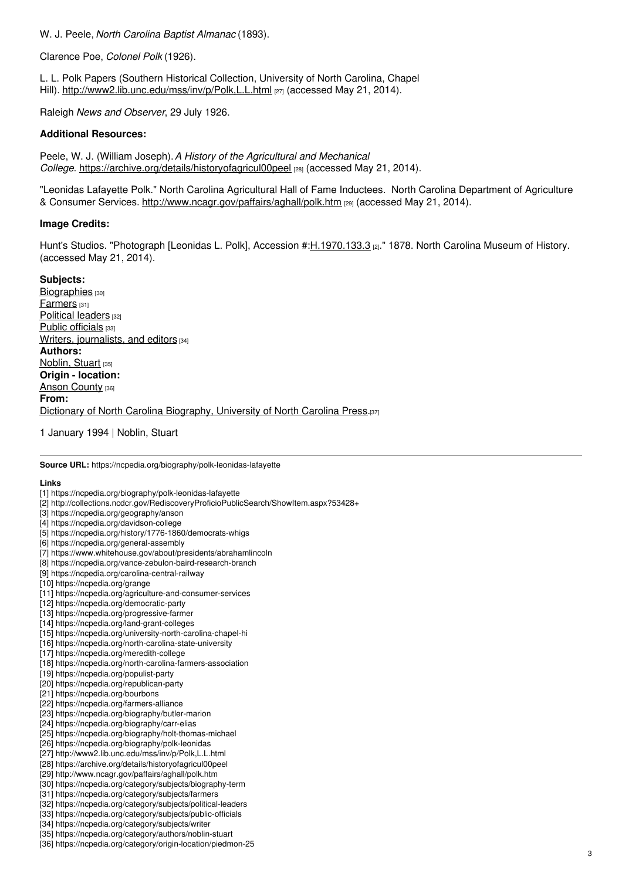W. J. Peele, *North Carolina Baptist Almanac* (1893).

Clarence Poe, *Colonel Polk* (1926).

L. L. Polk Papers (Southern Historical Collection, University of North Carolina, Chapel Hill). http://www2.lib.unc.edu/mss/inv/p/Polk,L.L.html [27] (accessed May 21, 2014).

Raleigh *News and Observer*, 29 July 1926.

**Additional Resources:**

Peele, W. J. (William Joseph). *A History of the Agricultural and Mechanical College*. https://archive.org/details/historyofagricul00peel [28] (accessed May 21, 2014).

"Leonidas Lafayette Polk." North Carolina Agricultural Hall of Fame Inductees. North Carolina Department of Agriculture & Consumer Services. http://www.ncagr.gov/paffairs/aghall/polk.htm [29] (accessed May 21, 2014).

**Image Credits:**

Hunt's Studios. "Photograph [Leonidas L. Polk], Accession #:H.1970.133.3 [2]." 1878. North Carolina Museum of History. (accessed May 21, 2014).

**Subjects:**
Biographies [30]
Farmers [31]
Political leaders [32]
Public officials [33]
Writers, journalists, and editors [34]
**Authors:**
Noblin, Stuart [35]
**Origin - location:**
Anson County [36]
**From:**
Dictionary of North Carolina Biography, University of North Carolina Press.[37]

1 January 1994 | Noblin, Stuart

---

**Source URL:** https://ncpedia.org/biography/polk-leonidas-lafayette

**Links**
[1] https://ncpedia.org/biography/polk-leonidas-lafayette
[2] http://collections.ncdcr.gov/RediscoveryProficioPublicSearch/ShowItem.aspx?53428+
[3] https://ncpedia.org/geography/anson
[4] https://ncpedia.org/davidson-college
[5] https://ncpedia.org/history/1776-1860/democrats-whigs
[6] https://ncpedia.org/general-assembly
[7] https://www.whitehouse.gov/about/presidents/abrahamlincoln
[8] https://ncpedia.org/vance-zebulon-baird-research-branch
[9] https://ncpedia.org/carolina-central-railway
[10] https://ncpedia.org/grange
[11] https://ncpedia.org/agriculture-and-consumer-services
[12] https://ncpedia.org/democratic-party
[13] https://ncpedia.org/progressive-farmer
[14] https://ncpedia.org/land-grant-colleges
[15] https://ncpedia.org/university-north-carolina-chapel-hi
[16] https://ncpedia.org/north-carolina-state-university
[17] https://ncpedia.org/meredith-college
[18] https://ncpedia.org/north-carolina-farmers-association
[19] https://ncpedia.org/populist-party
[20] https://ncpedia.org/republican-party
[21] https://ncpedia.org/bourbons
[22] https://ncpedia.org/farmers-alliance
[23] https://ncpedia.org/biography/butler-marion
[24] https://ncpedia.org/biography/carr-elias
[25] https://ncpedia.org/biography/holt-thomas-michael
[26] https://ncpedia.org/biography/polk-leonidas
[27] http://www2.lib.unc.edu/mss/inv/p/Polk,L.L.html
[28] https://archive.org/details/historyofagricul00peel
[29] http://www.ncagr.gov/paffairs/aghall/polk.htm
[30] https://ncpedia.org/category/subjects/biography-term
[31] https://ncpedia.org/category/subjects/farmers
[32] https://ncpedia.org/category/subjects/political-leaders
[33] https://ncpedia.org/category/subjects/public-officials
[34] https://ncpedia.org/category/subjects/writer
[35] https://ncpedia.org/category/authors/noblin-stuart
[36] https://ncpedia.org/category/origin-location/piedmon-25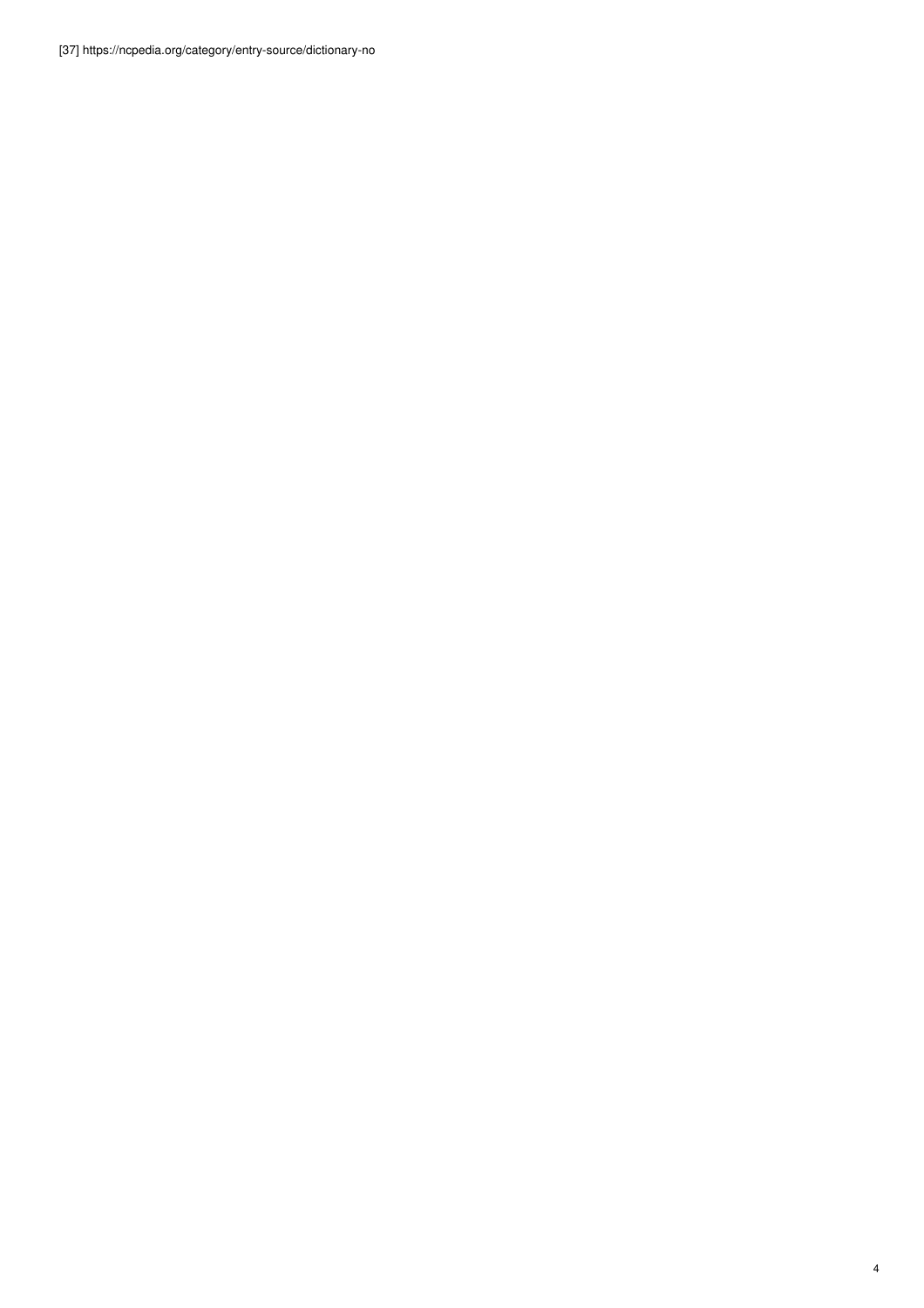[37] https://ncpedia.org/category/entry-source/dictionary-no